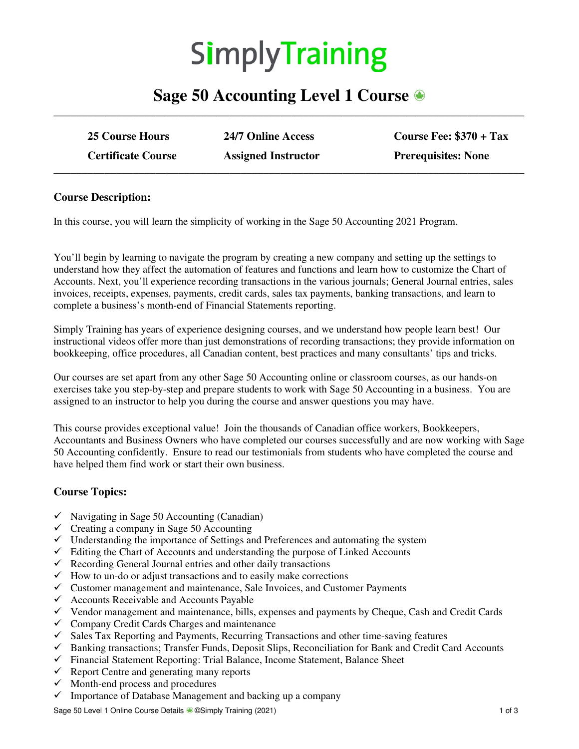# SimplyTraining

## Sage 50 Accounting Level 1 Course

| 25 Course Hours | 24/7 Online Access | Course Fee: $370 + Tax |
|---|---|---|
| Certificate Course | Assigned Instructor | Prerequisites: None |

### Course Description:

In this course, you will learn the simplicity of working in the Sage 50 Accounting 2021 Program.

You'll begin by learning to navigate the program by creating a new company and setting up the settings to understand how they affect the automation of features and functions and learn how to customize the Chart of Accounts. Next, you'll experience recording transactions in the various journals; General Journal entries, sales invoices, receipts, expenses, payments, credit cards, sales tax payments, banking transactions, and learn to complete a business's month-end of Financial Statements reporting.

Simply Training has years of experience designing courses, and we understand how people learn best! Our instructional videos offer more than just demonstrations of recording transactions; they provide information on bookkeeping, office procedures, all Canadian content, best practices and many consultants' tips and tricks.

Our courses are set apart from any other Sage 50 Accounting online or classroom courses, as our hands-on exercises take you step-by-step and prepare students to work with Sage 50 Accounting in a business. You are assigned to an instructor to help you during the course and answer questions you may have.

This course provides exceptional value! Join the thousands of Canadian office workers, Bookkeepers, Accountants and Business Owners who have completed our courses successfully and are now working with Sage 50 Accounting confidently. Ensure to read our testimonials from students who have completed the course and have helped them find work or start their own business.

### Course Topics:

- ✓ Navigating in Sage 50 Accounting (Canadian)
- ✓ Creating a company in Sage 50 Accounting
- ✓ Understanding the importance of Settings and Preferences and automating the system
- ✓ Editing the Chart of Accounts and understanding the purpose of Linked Accounts
- ✓ Recording General Journal entries and other daily transactions
- ✓ How to un-do or adjust transactions and to easily make corrections
- ✓ Customer management and maintenance, Sale Invoices, and Customer Payments
- ✓ Accounts Receivable and Accounts Payable
- ✓ Vendor management and maintenance, bills, expenses and payments by Cheque, Cash and Credit Cards
- ✓ Company Credit Cards Charges and maintenance
- ✓ Sales Tax Reporting and Payments, Recurring Transactions and other time-saving features
- ✓ Banking transactions; Transfer Funds, Deposit Slips, Reconciliation for Bank and Credit Card Accounts
- ✓ Financial Statement Reporting: Trial Balance, Income Statement, Balance Sheet
- ✓ Report Centre and generating many reports
- ✓ Month-end process and procedures
- ✓ Importance of Database Management and backing up a company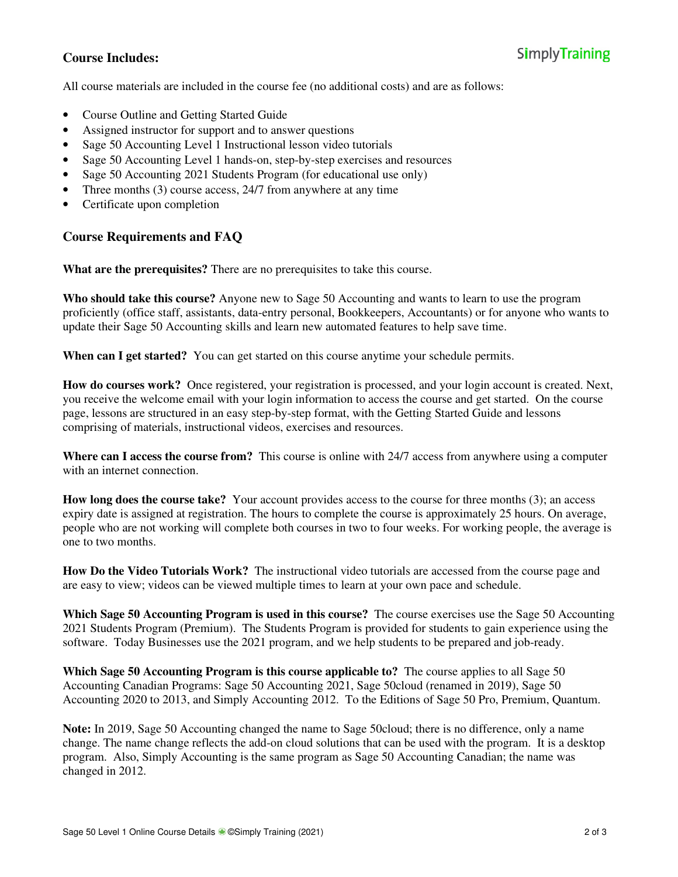## Course Includes:

All course materials are included in the course fee (no additional costs) and are as follows:

- Course Outline and Getting Started Guide
- Assigned instructor for support and to answer questions
- Sage 50 Accounting Level 1 Instructional lesson video tutorials
- Sage 50 Accounting Level 1 hands-on, step-by-step exercises and resources
- Sage 50 Accounting 2021 Students Program (for educational use only)
- Three months (3) course access, 24/7 from anywhere at any time
- Certificate upon completion

## Course Requirements and FAQ

**What are the prerequisites?** There are no prerequisites to take this course.

**Who should take this course?** Anyone new to Sage 50 Accounting and wants to learn to use the program proficiently (office staff, assistants, data-entry personal, Bookkeepers, Accountants) or for anyone who wants to update their Sage 50 Accounting skills and learn new automated features to help save time.

**When can I get started?** You can get started on this course anytime your schedule permits.

**How do courses work?** Once registered, your registration is processed, and your login account is created. Next, you receive the welcome email with your login information to access the course and get started. On the course page, lessons are structured in an easy step-by-step format, with the Getting Started Guide and lessons comprising of materials, instructional videos, exercises and resources.

**Where can I access the course from?** This course is online with 24/7 access from anywhere using a computer with an internet connection.

**How long does the course take?** Your account provides access to the course for three months (3); an access expiry date is assigned at registration. The hours to complete the course is approximately 25 hours. On average, people who are not working will complete both courses in two to four weeks. For working people, the average is one to two months.

**How Do the Video Tutorials Work?** The instructional video tutorials are accessed from the course page and are easy to view; videos can be viewed multiple times to learn at your own pace and schedule.

**Which Sage 50 Accounting Program is used in this course?** The course exercises use the Sage 50 Accounting 2021 Students Program (Premium). The Students Program is provided for students to gain experience using the software. Today Businesses use the 2021 program, and we help students to be prepared and job-ready.

**Which Sage 50 Accounting Program is this course applicable to?** The course applies to all Sage 50 Accounting Canadian Programs: Sage 50 Accounting 2021, Sage 50cloud (renamed in 2019), Sage 50 Accounting 2020 to 2013, and Simply Accounting 2012. To the Editions of Sage 50 Pro, Premium, Quantum.

**Note:** In 2019, Sage 50 Accounting changed the name to Sage 50cloud; there is no difference, only a name change. The name change reflects the add-on cloud solutions that can be used with the program. It is a desktop program. Also, Simply Accounting is the same program as Sage 50 Accounting Canadian; the name was changed in 2012.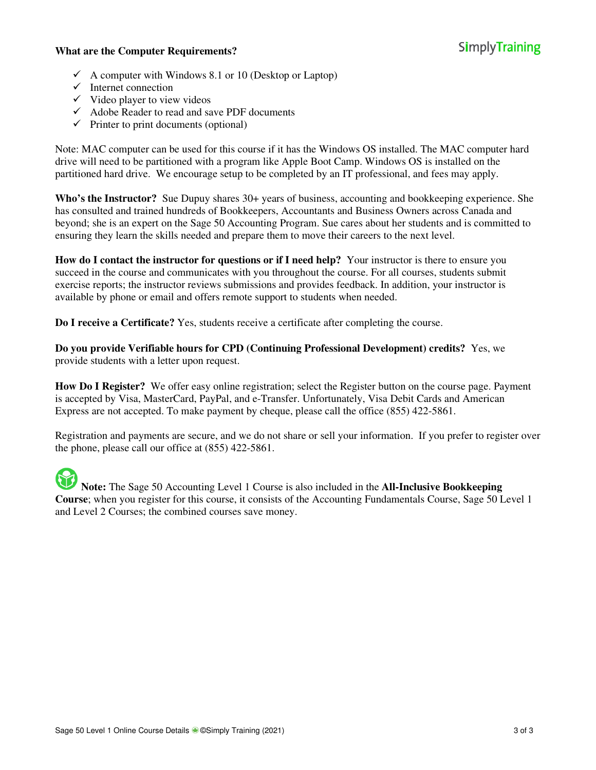**What are the Computer Requirements?**

- ✓ A computer with Windows 8.1 or 10 (Desktop or Laptop)
- ✓ Internet connection
- ✓ Video player to view videos
- ✓ Adobe Reader to read and save PDF documents
- ✓ Printer to print documents (optional)

Note: MAC computer can be used for this course if it has the Windows OS installed. The MAC computer hard drive will need to be partitioned with a program like Apple Boot Camp. Windows OS is installed on the partitioned hard drive. We encourage setup to be completed by an IT professional, and fees may apply.

**Who's the Instructor?** Sue Dupuy shares 30+ years of business, accounting and bookkeeping experience. She has consulted and trained hundreds of Bookkeepers, Accountants and Business Owners across Canada and beyond; she is an expert on the Sage 50 Accounting Program. Sue cares about her students and is committed to ensuring they learn the skills needed and prepare them to move their careers to the next level.

**How do I contact the instructor for questions or if I need help?** Your instructor is there to ensure you succeed in the course and communicates with you throughout the course. For all courses, students submit exercise reports; the instructor reviews submissions and provides feedback. In addition, your instructor is available by phone or email and offers remote support to students when needed.

**Do I receive a Certificate?** Yes, students receive a certificate after completing the course.

**Do you provide Verifiable hours for CPD (Continuing Professional Development) credits?** Yes, we provide students with a letter upon request.

**How Do I Register?** We offer easy online registration; select the Register button on the course page. Payment is accepted by Visa, MasterCard, PayPal, and e-Transfer. Unfortunately, Visa Debit Cards and American Express are not accepted. To make payment by cheque, please call the office (855) 422-5861.

Registration and payments are secure, and we do not share or sell your information. If you prefer to register over the phone, please call our office at (855) 422-5861.

**Note:** The Sage 50 Accounting Level 1 Course is also included in the **All-Inclusive Bookkeeping Course**; when you register for this course, it consists of the Accounting Fundamentals Course, Sage 50 Level 1 and Level 2 Courses; the combined courses save money.